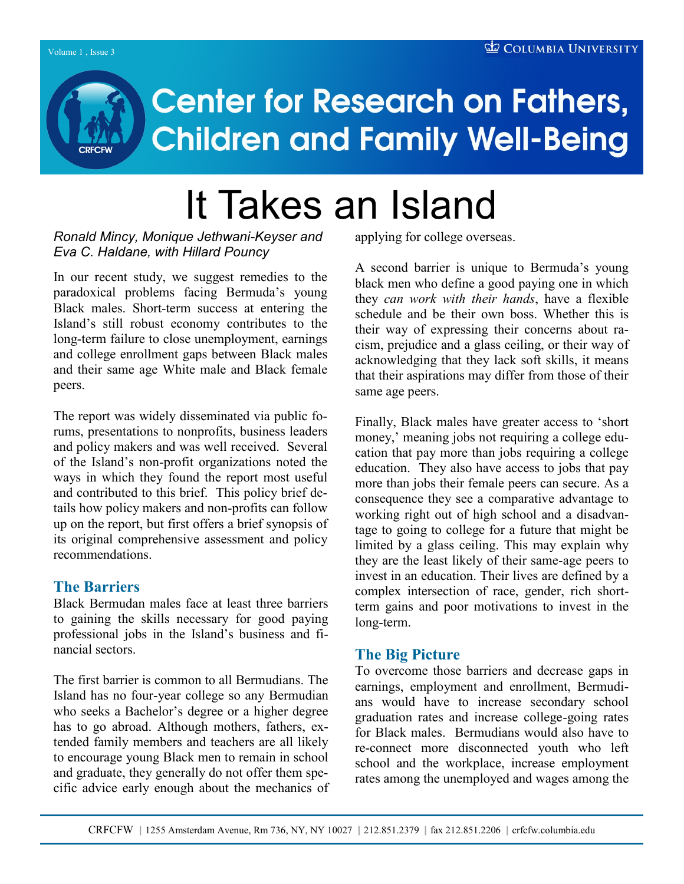# Center for Research on Fathers, Children and Family Well-Being

# It Takes an Island

*Ronald Mincy, Monique Jethwani-Keyser and Eva C. Haldane, with Hillard Pouncy*

In our recent study, we suggest remedies to the paradoxical problems facing Bermuda's young Black males. Short-term success at entering the Island's still robust economy contributes to the long-term failure to close unemployment, earnings and college enrollment gaps between Black males and their same age White male and Black female peers.

The report was widely disseminated via public forums, presentations to nonprofits, business leaders and policy makers and was well received. Several of the Island's non-profit organizations noted the ways in which they found the report most useful and contributed to this brief. This policy brief details how policy makers and non-profits can follow up on the report, but first offers a brief synopsis of its original comprehensive assessment and policy recommendations.

## The Barriers

Black Bermudan males face at least three barriers to gaining the skills necessary for good paying professional jobs in the Island's business and financial sectors.

The first barrier is common to all Bermudians. The Island has no four-year college so any Bermudian who seeks a Bachelor's degree or a higher degree has to go abroad. Although mothers, fathers, extended family members and teachers are all likely to encourage young Black men to remain in school and graduate, they generally do not offer them specific advice early enough about the mechanics of applying for college overseas.

A second barrier is unique to Bermuda's young black men who define a good paying one in which they *can work with their hands*, have a flexible schedule and be their own boss. Whether this is their way of expressing their concerns about racism, prejudice and a glass ceiling, or their way of acknowledging that they lack soft skills, it means that their aspirations may differ from those of their same age peers.

Finally, Black males have greater access to 'short money,' meaning jobs not requiring a college education that pay more than jobs requiring a college education. They also have access to jobs that pay more than jobs their female peers can secure. As a consequence they see a comparative advantage to working right out of high school and a disadvantage to going to college for a future that might be limited by a glass ceiling. This may explain why they are the least likely of their same-age peers to invest in an education. Their lives are defined by a complex intersection of race, gender, rich short-term gains and poor motivations to invest in the long-term.

## The Big Picture

To overcome those barriers and decrease gaps in earnings, employment and enrollment, Bermudians would have to increase secondary school graduation rates and increase college-going rates for Black males. Bermudians would also have to re-connect more disconnected youth who left school and the workplace, increase employment rates among the unemployed and wages among the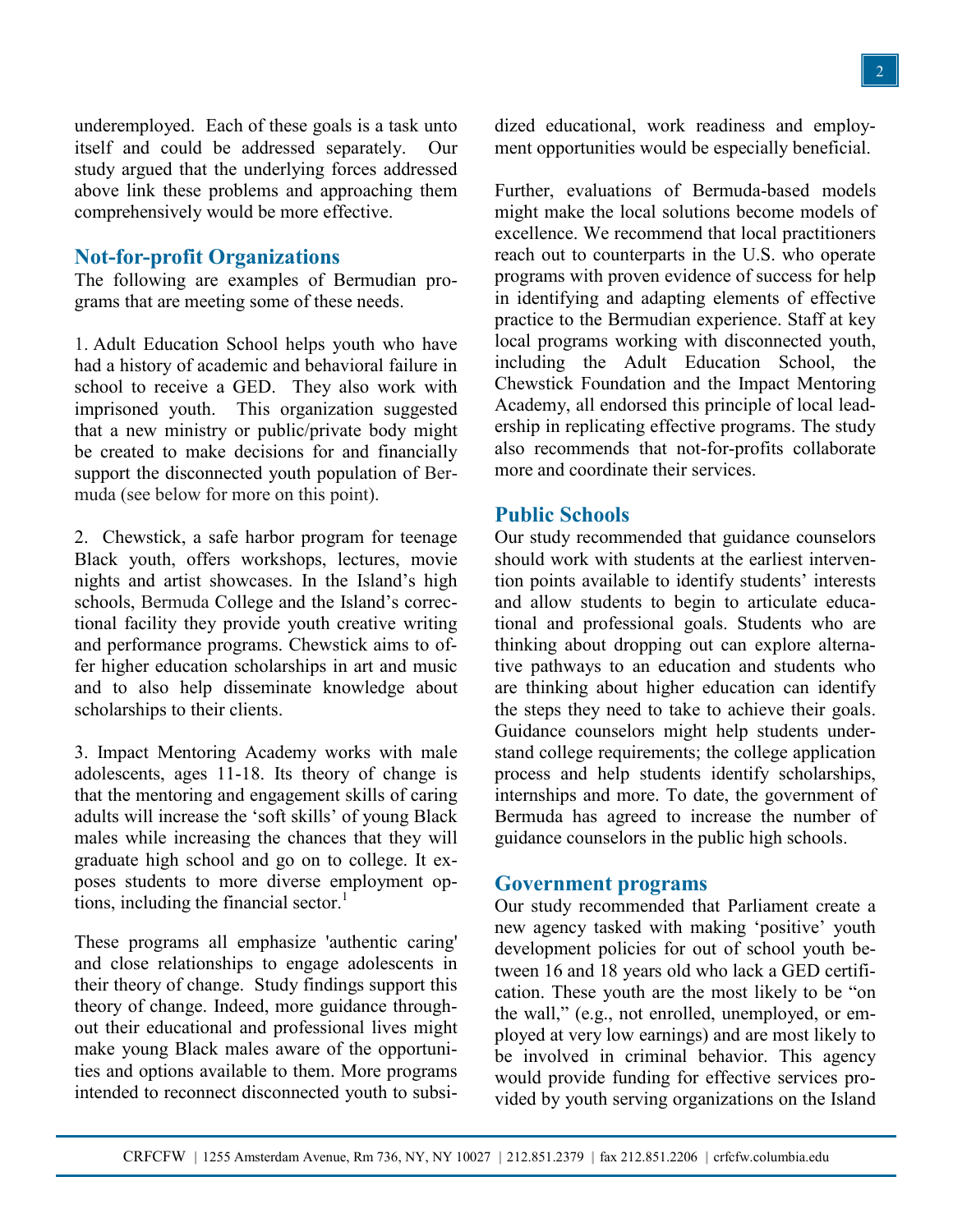underemployed. Each of these goals is a task unto itself and could be addressed separately. Our study argued that the underlying forces addressed above link these problems and approaching them comprehensively would be more effective.

## Not-for-profit Organizations

The following are examples of Bermudian programs that are meeting some of these needs.

1. Adult Education School helps youth who have had a history of academic and behavioral failure in school to receive a GED. They also work with imprisoned youth. This organization suggested that a new ministry or public/private body might be created to make decisions for and financially support the disconnected youth population of Bermuda (see below for more on this point).

2. Chewstick, a safe harbor program for teenage Black youth, offers workshops, lectures, movie nights and artist showcases. In the Island's high schools, Bermuda College and the Island's correctional facility they provide youth creative writing and performance programs. Chewstick aims to offer higher education scholarships in art and music and to also help disseminate knowledge about scholarships to their clients.

3. Impact Mentoring Academy works with male adolescents, ages 11-18. Its theory of change is that the mentoring and engagement skills of caring adults will increase the 'soft skills' of young Black males while increasing the chances that they will graduate high school and go on to college. It exposes students to more diverse employment options, including the financial sector.[1]

These programs all emphasize 'authentic caring' and close relationships to engage adolescents in their theory of change. Study findings support this theory of change. Indeed, more guidance throughout their educational and professional lives might make young Black males aware of the opportunities and options available to them. More programs intended to reconnect disconnected youth to subsidized educational, work readiness and employment opportunities would be especially beneficial.

Further, evaluations of Bermuda-based models might make the local solutions become models of excellence. We recommend that local practitioners reach out to counterparts in the U.S. who operate programs with proven evidence of success for help in identifying and adapting elements of effective practice to the Bermudian experience. Staff at key local programs working with disconnected youth, including the Adult Education School, the Chewstick Foundation and the Impact Mentoring Academy, all endorsed this principle of local leadership in replicating effective programs. The study also recommends that not-for-profits collaborate more and coordinate their services.

## Public Schools

Our study recommended that guidance counselors should work with students at the earliest intervention points available to identify students' interests and allow students to begin to articulate educational and professional goals. Students who are thinking about dropping out can explore alternative pathways to an education and students who are thinking about higher education can identify the steps they need to take to achieve their goals. Guidance counselors might help students understand college requirements; the college application process and help students identify scholarships, internships and more. To date, the government of Bermuda has agreed to increase the number of guidance counselors in the public high schools.

## Government programs

Our study recommended that Parliament create a new agency tasked with making 'positive' youth development policies for out of school youth between 16 and 18 years old who lack a GED certification. These youth are the most likely to be "on the wall," (e.g., not enrolled, unemployed, or employed at very low earnings) and are most likely to be involved in criminal behavior. This agency would provide funding for effective services provided by youth serving organizations on the Island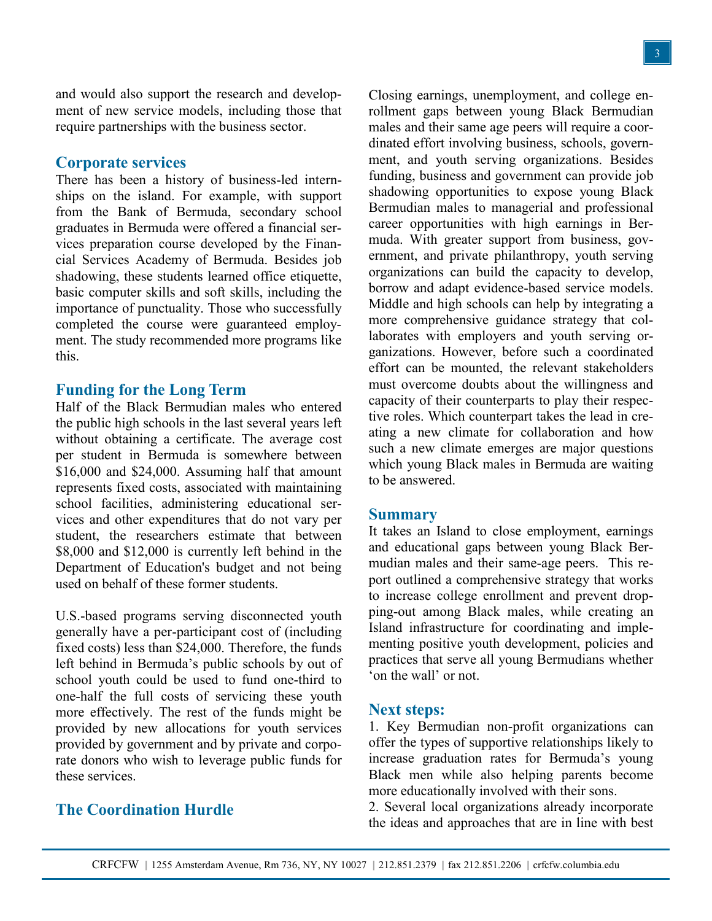and would also support the research and development of new service models, including those that require partnerships with the business sector.

## Corporate services

There has been a history of business-led internships on the island. For example, with support from the Bank of Bermuda, secondary school graduates in Bermuda were offered a financial services preparation course developed by the Financial Services Academy of Bermuda. Besides job shadowing, these students learned office etiquette, basic computer skills and soft skills, including the importance of punctuality. Those who successfully completed the course were guaranteed employment. The study recommended more programs like this.

## Funding for the Long Term

Half of the Black Bermudian males who entered the public high schools in the last several years left without obtaining a certificate. The average cost per student in Bermuda is somewhere between $16,000 and $24,000. Assuming half that amount represents fixed costs, associated with maintaining school facilities, administering educational services and other expenditures that do not vary per student, the researchers estimate that between $8,000 and $12,000 is currently left behind in the Department of Education's budget and not being used on behalf of these former students.

U.S.-based programs serving disconnected youth generally have a per-participant cost of (including fixed costs) less than $24,000. Therefore, the funds left behind in Bermuda's public schools by out of school youth could be used to fund one-third to one-half the full costs of servicing these youth more effectively. The rest of the funds might be provided by new allocations for youth services provided by government and by private and corporate donors who wish to leverage public funds for these services.

## The Coordination Hurdle

Closing earnings, unemployment, and college enrollment gaps between young Black Bermudian males and their same age peers will require a coordinated effort involving business, schools, government, and youth serving organizations. Besides funding, business and government can provide job shadowing opportunities to expose young Black Bermudian males to managerial and professional career opportunities with high earnings in Bermuda. With greater support from business, government, and private philanthropy, youth serving organizations can build the capacity to develop, borrow and adapt evidence-based service models. Middle and high schools can help by integrating a more comprehensive guidance strategy that collaborates with employers and youth serving organizations. However, before such a coordinated effort can be mounted, the relevant stakeholders must overcome doubts about the willingness and capacity of their counterparts to play their respective roles. Which counterpart takes the lead in creating a new climate for collaboration and how such a new climate emerges are major questions which young Black males in Bermuda are waiting to be answered.

## Summary

It takes an Island to close employment, earnings and educational gaps between young Black Bermudian males and their same-age peers. This report outlined a comprehensive strategy that works to increase college enrollment and prevent dropping-out among Black males, while creating an Island infrastructure for coordinating and implementing positive youth development, policies and practices that serve all young Bermudians whether 'on the wall' or not.

## Next steps:

1. Key Bermudian non-profit organizations can offer the types of supportive relationships likely to increase graduation rates for Bermuda's young Black men while also helping parents become more educationally involved with their sons.
2. Several local organizations already incorporate the ideas and approaches that are in line with best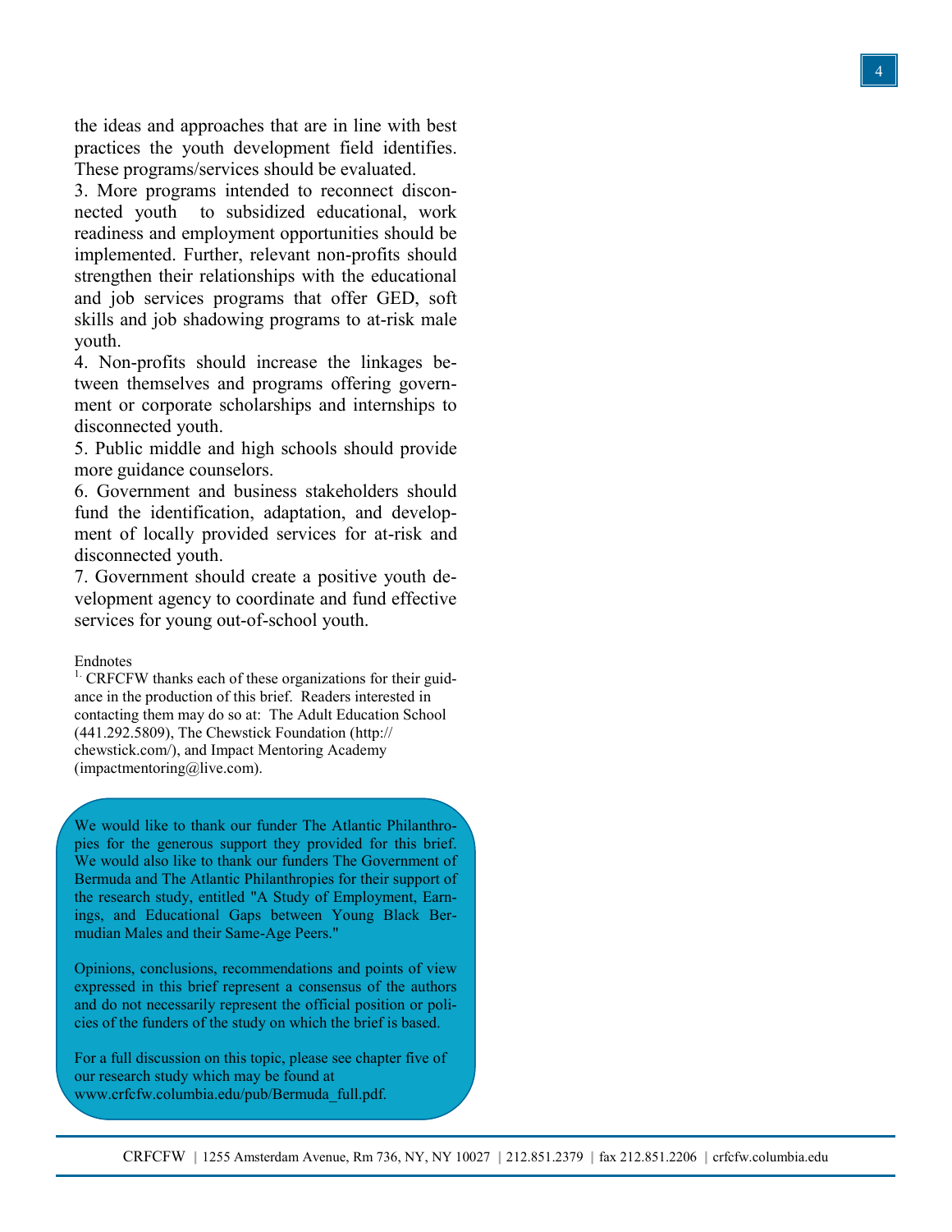the ideas and approaches that are in line with best practices the youth development field identifies. These programs/services should be evaluated.

3. More programs intended to reconnect disconnected youth to subsidized educational, work readiness and employment opportunities should be implemented. Further, relevant non-profits should strengthen their relationships with the educational and job services programs that offer GED, soft skills and job shadowing programs to at-risk male youth.

4. Non-profits should increase the linkages between themselves and programs offering government or corporate scholarships and internships to disconnected youth.

5. Public middle and high schools should provide more guidance counselors.

6. Government and business stakeholders should fund the identification, adaptation, and development of locally provided services for at-risk and disconnected youth.

7. Government should create a positive youth development agency to coordinate and fund effective services for young out-of-school youth.

Endnotes

[1.] CRFCFW thanks each of these organizations for their guidance in the production of this brief. Readers interested in contacting them may do so at: The Adult Education School (441.292.5809), The Chewstick Foundation (http://chewstick.com/), and Impact Mentoring Academy (impactmentoring@live.com).

We would like to thank our funder The Atlantic Philanthropies for the generous support they provided for this brief. We would also like to thank our funders The Government of Bermuda and The Atlantic Philanthropies for their support of the research study, entitled "A Study of Employment, Earnings, and Educational Gaps between Young Black Bermudian Males and their Same-Age Peers."

Opinions, conclusions, recommendations and points of view expressed in this brief represent a consensus of the authors and do not necessarily represent the official position or policies of the funders of the study on which the brief is based.

For a full discussion on this topic, please see chapter five of our research study which may be found at www.crfcfw.columbia.edu/pub/Bermuda_full.pdf.

CRFCFW | 1255 Amsterdam Avenue, Rm 736, NY, NY 10027 | 212.851.2379 | fax 212.851.2206 | crfcfw.columbia.edu